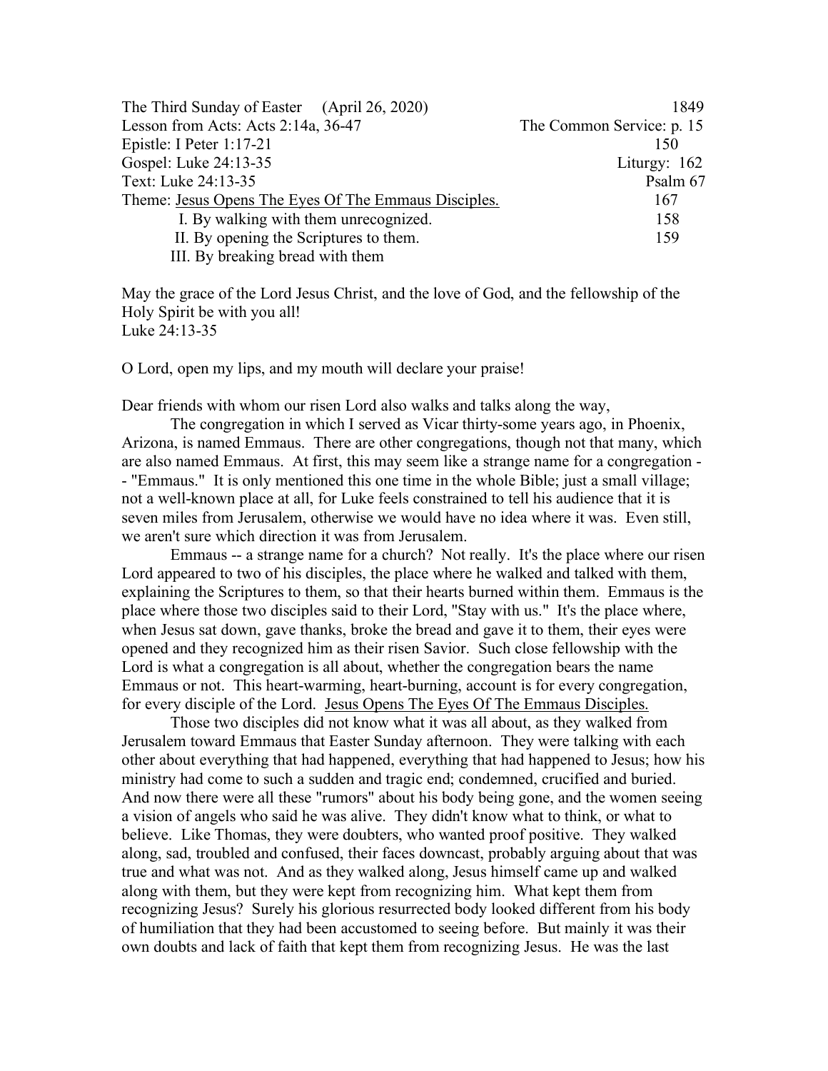| | |
|---|---|
| The Third Sunday of Easter (April 26, 2020) | 1849 |
| Lesson from Acts: Acts 2:14a, 36-47 | The Common Service: p. 15 |
| Epistle: I Peter 1:17-21 | 150 |
| Gospel: Luke 24:13-35 | Liturgy: 162 |
| Text: Luke 24:13-35 | Psalm 67 |
| Theme: <u>Jesus Opens The Eyes Of The Emmaus Disciples.</u> | 167 |
| I. By walking with them unrecognized. | 158 |
| II. By opening the Scriptures to them. | 159 |
| III. By breaking bread with them | |

May the grace of the Lord Jesus Christ, and the love of God, and the fellowship of the Holy Spirit be with you all!
Luke 24:13-35

O Lord, open my lips, and my mouth will declare your praise!

Dear friends with whom our risen Lord also walks and talks along the way,

The congregation in which I served as Vicar thirty-some years ago, in Phoenix, Arizona, is named Emmaus. There are other congregations, though not that many, which are also named Emmaus. At first, this may seem like a strange name for a congregation -- "Emmaus." It is only mentioned this one time in the whole Bible; just a small village; not a well-known place at all, for Luke feels constrained to tell his audience that it is seven miles from Jerusalem, otherwise we would have no idea where it was. Even still, we aren't sure which direction it was from Jerusalem.

Emmaus -- a strange name for a church? Not really. It's the place where our risen Lord appeared to two of his disciples, the place where he walked and talked with them, explaining the Scriptures to them, so that their hearts burned within them. Emmaus is the place where those two disciples said to their Lord, "Stay with us." It's the place where, when Jesus sat down, gave thanks, broke the bread and gave it to them, their eyes were opened and they recognized him as their risen Savior. Such close fellowship with the Lord is what a congregation is all about, whether the congregation bears the name Emmaus or not. This heart-warming, heart-burning, account is for every congregation, for every disciple of the Lord. <u>Jesus Opens The Eyes Of The Emmaus Disciples.</u>

Those two disciples did not know what it was all about, as they walked from Jerusalem toward Emmaus that Easter Sunday afternoon. They were talking with each other about everything that had happened, everything that had happened to Jesus; how his ministry had come to such a sudden and tragic end; condemned, crucified and buried. And now there were all these "rumors" about his body being gone, and the women seeing a vision of angels who said he was alive. They didn't know what to think, or what to believe. Like Thomas, they were doubters, who wanted proof positive. They walked along, sad, troubled and confused, their faces downcast, probably arguing about that was true and what was not. And as they walked along, Jesus himself came up and walked along with them, but they were kept from recognizing him. What kept them from recognizing Jesus? Surely his glorious resurrected body looked different from his body of humiliation that they had been accustomed to seeing before. But mainly it was their own doubts and lack of faith that kept them from recognizing Jesus. He was the last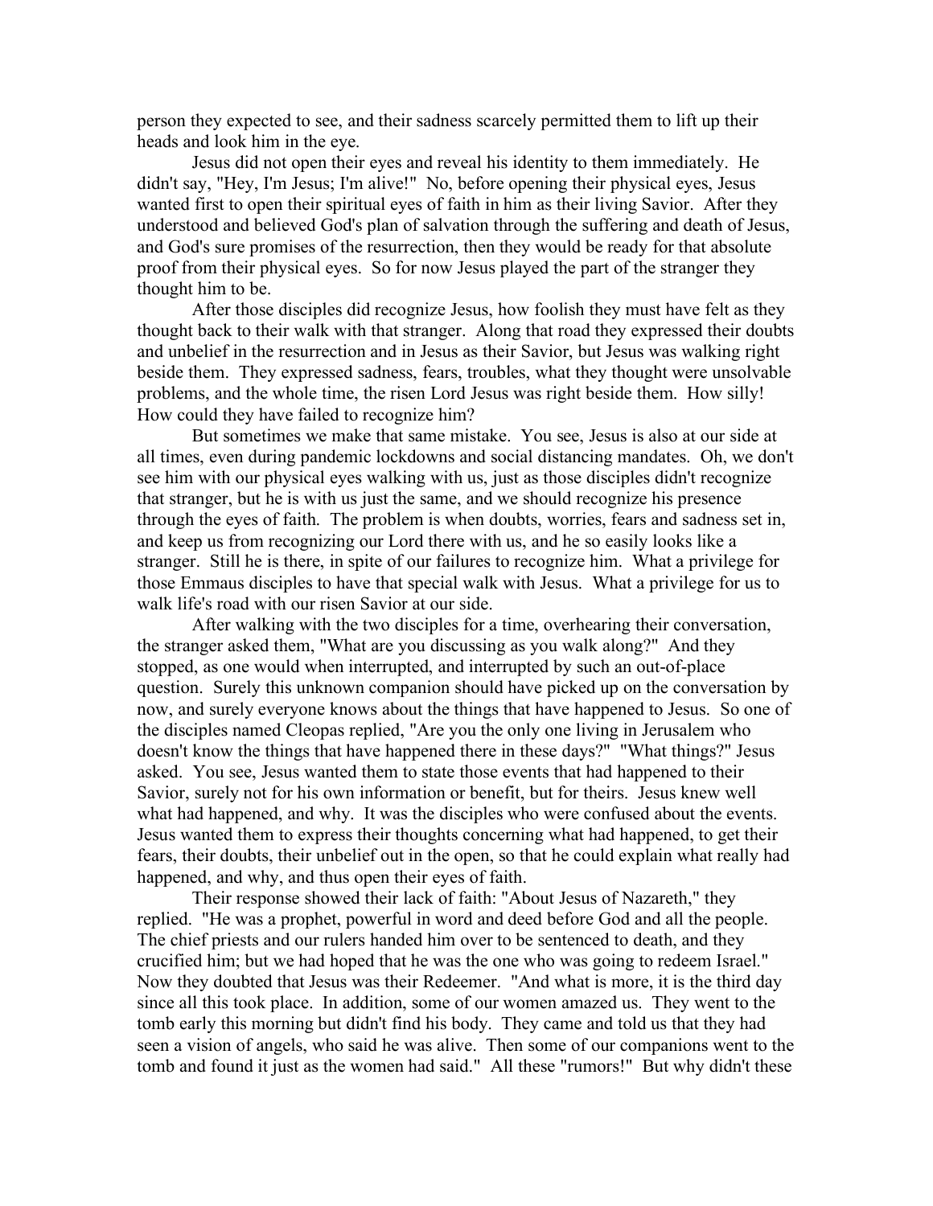person they expected to see, and their sadness scarcely permitted them to lift up their heads and look him in the eye.

Jesus did not open their eyes and reveal his identity to them immediately. He didn't say, "Hey, I'm Jesus; I'm alive!" No, before opening their physical eyes, Jesus wanted first to open their spiritual eyes of faith in him as their living Savior. After they understood and believed God's plan of salvation through the suffering and death of Jesus, and God's sure promises of the resurrection, then they would be ready for that absolute proof from their physical eyes. So for now Jesus played the part of the stranger they thought him to be.

After those disciples did recognize Jesus, how foolish they must have felt as they thought back to their walk with that stranger. Along that road they expressed their doubts and unbelief in the resurrection and in Jesus as their Savior, but Jesus was walking right beside them. They expressed sadness, fears, troubles, what they thought were unsolvable problems, and the whole time, the risen Lord Jesus was right beside them. How silly! How could they have failed to recognize him?

But sometimes we make that same mistake. You see, Jesus is also at our side at all times, even during pandemic lockdowns and social distancing mandates. Oh, we don't see him with our physical eyes walking with us, just as those disciples didn't recognize that stranger, but he is with us just the same, and we should recognize his presence through the eyes of faith. The problem is when doubts, worries, fears and sadness set in, and keep us from recognizing our Lord there with us, and he so easily looks like a stranger. Still he is there, in spite of our failures to recognize him. What a privilege for those Emmaus disciples to have that special walk with Jesus. What a privilege for us to walk life's road with our risen Savior at our side.

After walking with the two disciples for a time, overhearing their conversation, the stranger asked them, "What are you discussing as you walk along?" And they stopped, as one would when interrupted, and interrupted by such an out-of-place question. Surely this unknown companion should have picked up on the conversation by now, and surely everyone knows about the things that have happened to Jesus. So one of the disciples named Cleopas replied, "Are you the only one living in Jerusalem who doesn't know the things that have happened there in these days?" "What things?" Jesus asked. You see, Jesus wanted them to state those events that had happened to their Savior, surely not for his own information or benefit, but for theirs. Jesus knew well what had happened, and why. It was the disciples who were confused about the events. Jesus wanted them to express their thoughts concerning what had happened, to get their fears, their doubts, their unbelief out in the open, so that he could explain what really had happened, and why, and thus open their eyes of faith.

Their response showed their lack of faith: "About Jesus of Nazareth," they replied. "He was a prophet, powerful in word and deed before God and all the people. The chief priests and our rulers handed him over to be sentenced to death, and they crucified him; but we had hoped that he was the one who was going to redeem Israel." Now they doubted that Jesus was their Redeemer. "And what is more, it is the third day since all this took place. In addition, some of our women amazed us. They went to the tomb early this morning but didn't find his body. They came and told us that they had seen a vision of angels, who said he was alive. Then some of our companions went to the tomb and found it just as the women had said." All these "rumors!" But why didn't these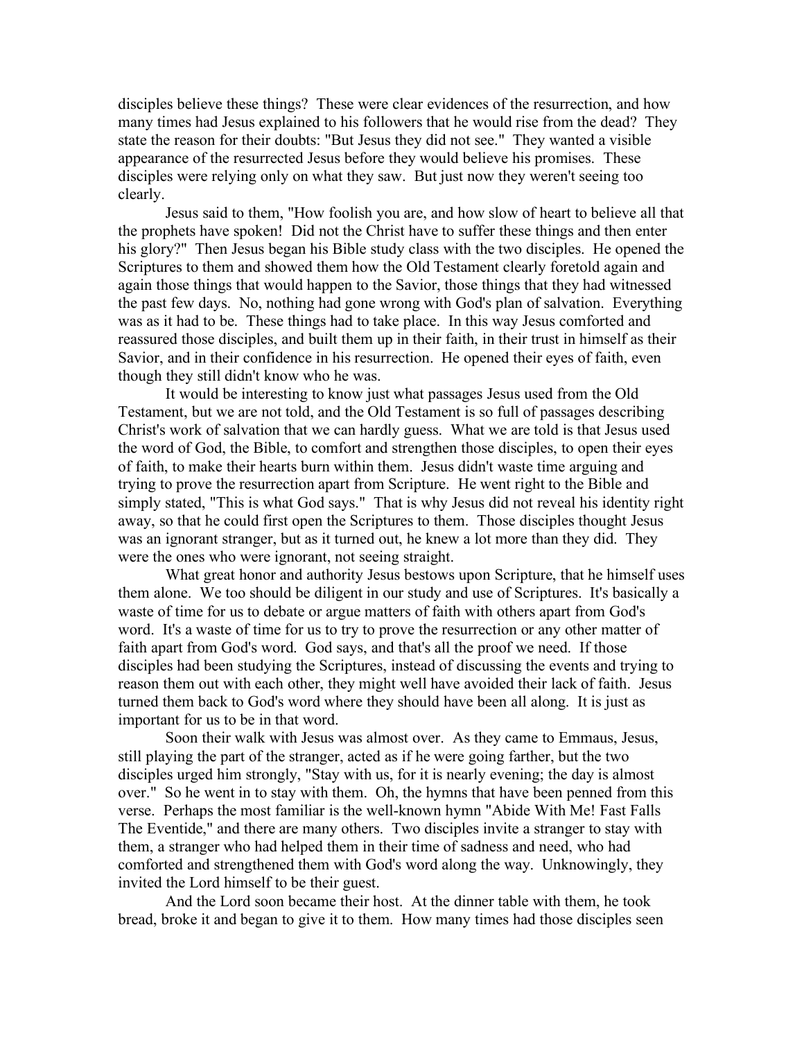disciples believe these things? These were clear evidences of the resurrection, and how many times had Jesus explained to his followers that he would rise from the dead? They state the reason for their doubts: "But Jesus they did not see." They wanted a visible appearance of the resurrected Jesus before they would believe his promises. These disciples were relying only on what they saw. But just now they weren't seeing too clearly.

Jesus said to them, "How foolish you are, and how slow of heart to believe all that the prophets have spoken! Did not the Christ have to suffer these things and then enter his glory?" Then Jesus began his Bible study class with the two disciples. He opened the Scriptures to them and showed them how the Old Testament clearly foretold again and again those things that would happen to the Savior, those things that they had witnessed the past few days. No, nothing had gone wrong with God's plan of salvation. Everything was as it had to be. These things had to take place. In this way Jesus comforted and reassured those disciples, and built them up in their faith, in their trust in himself as their Savior, and in their confidence in his resurrection. He opened their eyes of faith, even though they still didn't know who he was.

It would be interesting to know just what passages Jesus used from the Old Testament, but we are not told, and the Old Testament is so full of passages describing Christ's work of salvation that we can hardly guess. What we are told is that Jesus used the word of God, the Bible, to comfort and strengthen those disciples, to open their eyes of faith, to make their hearts burn within them. Jesus didn't waste time arguing and trying to prove the resurrection apart from Scripture. He went right to the Bible and simply stated, "This is what God says." That is why Jesus did not reveal his identity right away, so that he could first open the Scriptures to them. Those disciples thought Jesus was an ignorant stranger, but as it turned out, he knew a lot more than they did. They were the ones who were ignorant, not seeing straight.

What great honor and authority Jesus bestows upon Scripture, that he himself uses them alone. We too should be diligent in our study and use of Scriptures. It's basically a waste of time for us to debate or argue matters of faith with others apart from God's word. It's a waste of time for us to try to prove the resurrection or any other matter of faith apart from God's word. God says, and that's all the proof we need. If those disciples had been studying the Scriptures, instead of discussing the events and trying to reason them out with each other, they might well have avoided their lack of faith. Jesus turned them back to God's word where they should have been all along. It is just as important for us to be in that word.

Soon their walk with Jesus was almost over. As they came to Emmaus, Jesus, still playing the part of the stranger, acted as if he were going farther, but the two disciples urged him strongly, "Stay with us, for it is nearly evening; the day is almost over." So he went in to stay with them. Oh, the hymns that have been penned from this verse. Perhaps the most familiar is the well-known hymn "Abide With Me! Fast Falls The Eventide," and there are many others. Two disciples invite a stranger to stay with them, a stranger who had helped them in their time of sadness and need, who had comforted and strengthened them with God's word along the way. Unknowingly, they invited the Lord himself to be their guest.

And the Lord soon became their host. At the dinner table with them, he took bread, broke it and began to give it to them. How many times had those disciples seen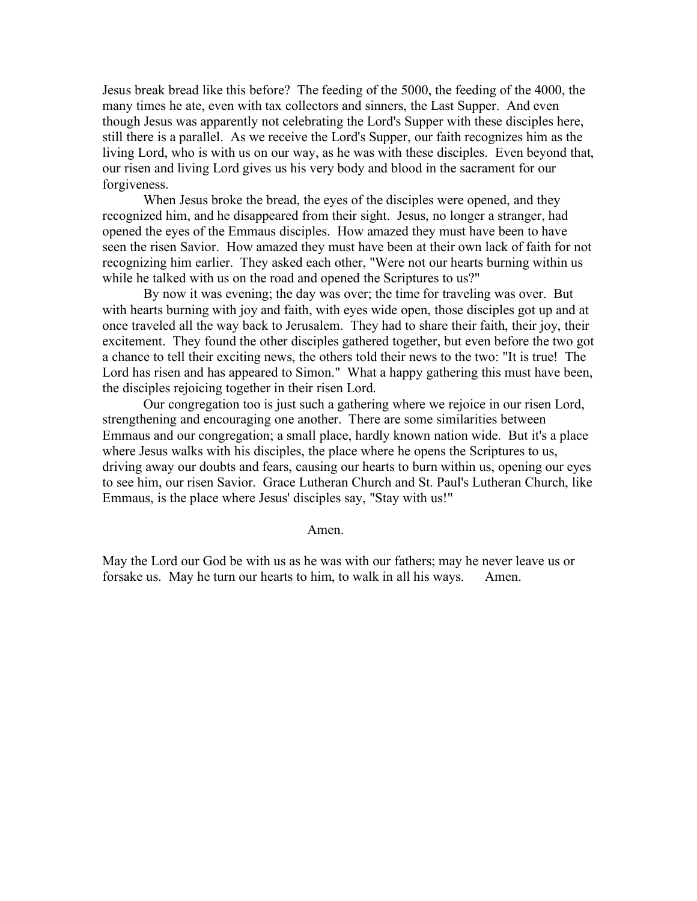Jesus break bread like this before? The feeding of the 5000, the feeding of the 4000, the many times he ate, even with tax collectors and sinners, the Last Supper. And even though Jesus was apparently not celebrating the Lord's Supper with these disciples here, still there is a parallel. As we receive the Lord's Supper, our faith recognizes him as the living Lord, who is with us on our way, as he was with these disciples. Even beyond that, our risen and living Lord gives us his very body and blood in the sacrament for our forgiveness.

When Jesus broke the bread, the eyes of the disciples were opened, and they recognized him, and he disappeared from their sight. Jesus, no longer a stranger, had opened the eyes of the Emmaus disciples. How amazed they must have been to have seen the risen Savior. How amazed they must have been at their own lack of faith for not recognizing him earlier. They asked each other, "Were not our hearts burning within us while he talked with us on the road and opened the Scriptures to us?"

By now it was evening; the day was over; the time for traveling was over. But with hearts burning with joy and faith, with eyes wide open, those disciples got up and at once traveled all the way back to Jerusalem. They had to share their faith, their joy, their excitement. They found the other disciples gathered together, but even before the two got a chance to tell their exciting news, the others told their news to the two: "It is true! The Lord has risen and has appeared to Simon." What a happy gathering this must have been, the disciples rejoicing together in their risen Lord.

Our congregation too is just such a gathering where we rejoice in our risen Lord, strengthening and encouraging one another. There are some similarities between Emmaus and our congregation; a small place, hardly known nation wide. But it's a place where Jesus walks with his disciples, the place where he opens the Scriptures to us, driving away our doubts and fears, causing our hearts to burn within us, opening our eyes to see him, our risen Savior. Grace Lutheran Church and St. Paul's Lutheran Church, like Emmaus, is the place where Jesus' disciples say, "Stay with us!"

Amen.

May the Lord our God be with us as he was with our fathers; may he never leave us or forsake us. May he turn our hearts to him, to walk in all his ways. Amen.